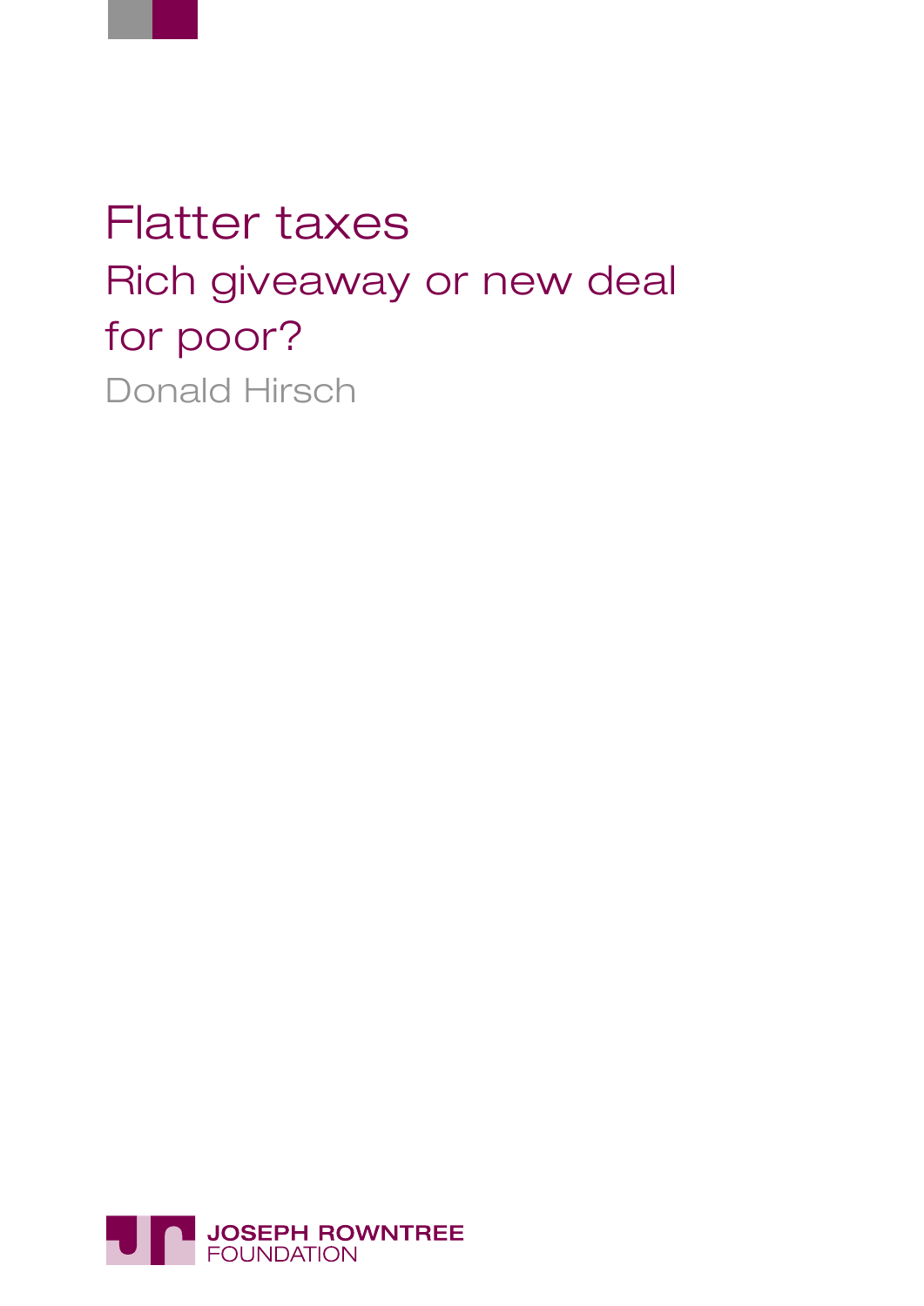# Flatter taxes

## Rich giveaway or new deal for poor?

Donald Hirsch

JOSEPH ROWNTREE FOUNDATION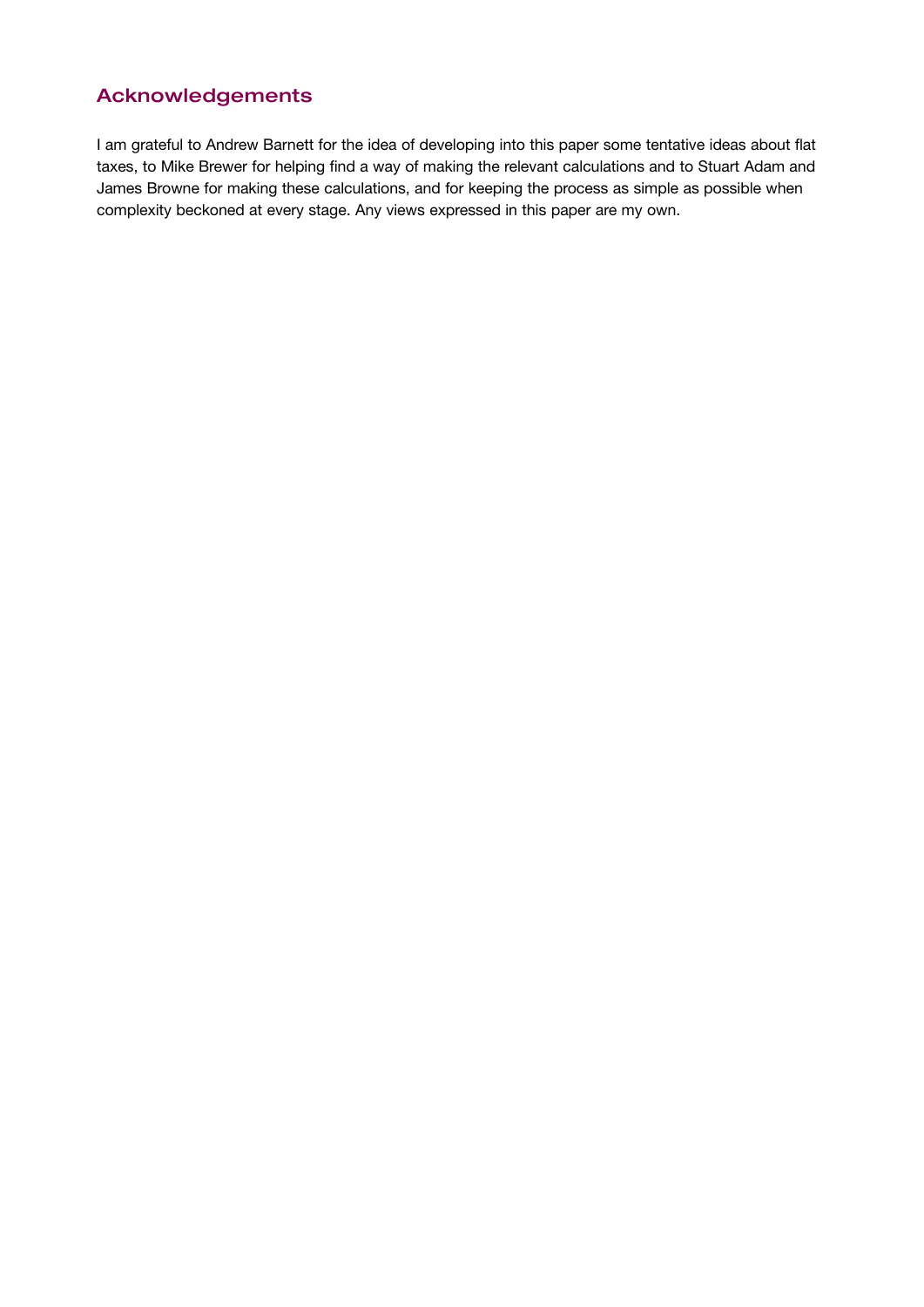## Acknowledgements

I am grateful to Andrew Barnett for the idea of developing into this paper some tentative ideas about flat taxes, to Mike Brewer for helping find a way of making the relevant calculations and to Stuart Adam and James Browne for making these calculations, and for keeping the process as simple as possible when complexity beckoned at every stage. Any views expressed in this paper are my own.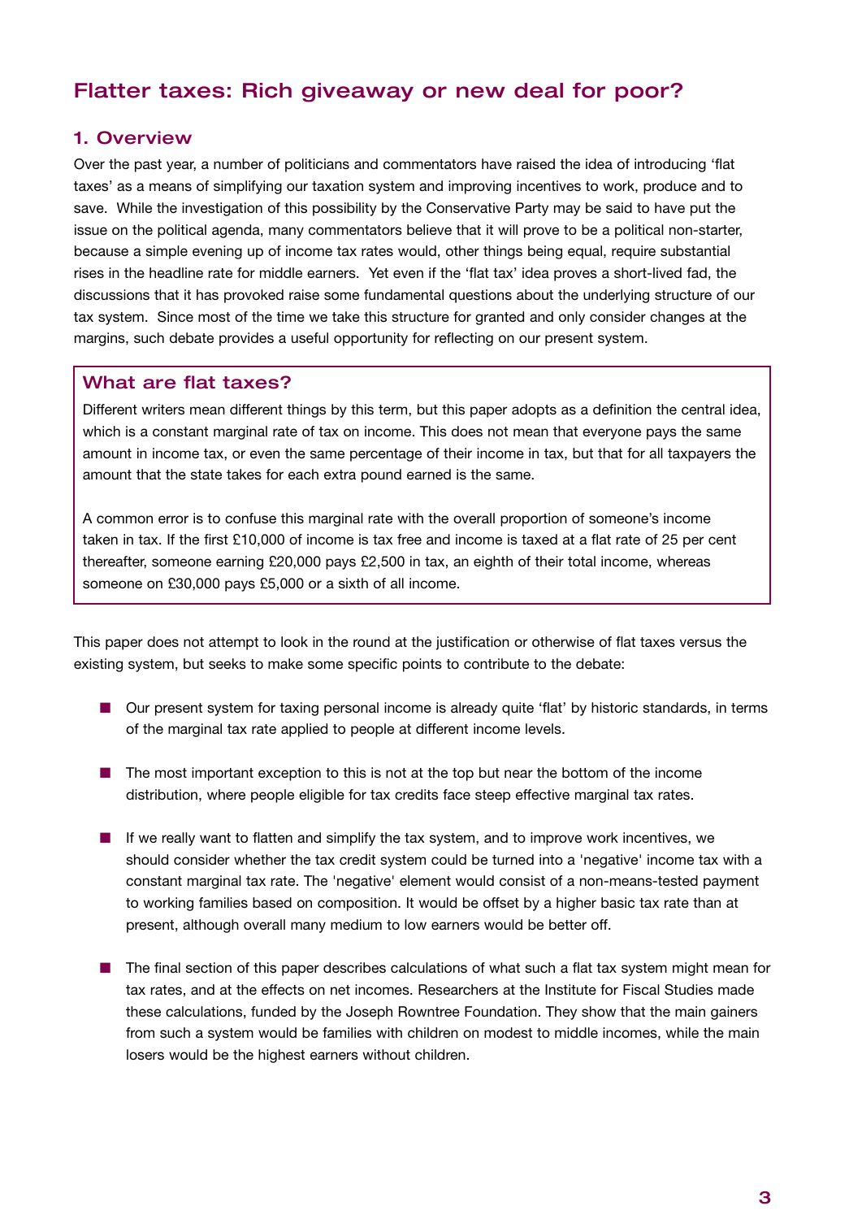## Flatter taxes: Rich giveaway or new deal for poor?

### 1. Overview

Over the past year, a number of politicians and commentators have raised the idea of introducing 'flat taxes' as a means of simplifying our taxation system and improving incentives to work, produce and to save. While the investigation of this possibility by the Conservative Party may be said to have put the issue on the political agenda, many commentators believe that it will prove to be a political non-starter, because a simple evening up of income tax rates would, other things being equal, require substantial rises in the headline rate for middle earners. Yet even if the 'flat tax' idea proves a short-lived fad, the discussions that it has provoked raise some fundamental questions about the underlying structure of our tax system. Since most of the time we take this structure for granted and only consider changes at the margins, such debate provides a useful opportunity for reflecting on our present system.

> **What are flat taxes?**
>
> Different writers mean different things by this term, but this paper adopts as a definition the central idea, which is a constant marginal rate of tax on income. This does not mean that everyone pays the same amount in income tax, or even the same percentage of their income in tax, but that for all taxpayers the amount that the state takes for each extra pound earned is the same.
>
> A common error is to confuse this marginal rate with the overall proportion of someone's income taken in tax. If the first £10,000 of income is tax free and income is taxed at a flat rate of 25 per cent thereafter, someone earning £20,000 pays £2,500 in tax, an eighth of their total income, whereas someone on £30,000 pays £5,000 or a sixth of all income.

This paper does not attempt to look in the round at the justification or otherwise of flat taxes versus the existing system, but seeks to make some specific points to contribute to the debate:

- Our present system for taxing personal income is already quite 'flat' by historic standards, in terms of the marginal tax rate applied to people at different income levels.
- The most important exception to this is not at the top but near the bottom of the income distribution, where people eligible for tax credits face steep effective marginal tax rates.
- If we really want to flatten and simplify the tax system, and to improve work incentives, we should consider whether the tax credit system could be turned into a 'negative' income tax with a constant marginal tax rate. The 'negative' element would consist of a non-means-tested payment to working families based on composition. It would be offset by a higher basic tax rate than at present, although overall many medium to low earners would be better off.
- The final section of this paper describes calculations of what such a flat tax system might mean for tax rates, and at the effects on net incomes. Researchers at the Institute for Fiscal Studies made these calculations, funded by the Joseph Rowntree Foundation. They show that the main gainers from such a system would be families with children on modest to middle incomes, while the main losers would be the highest earners without children.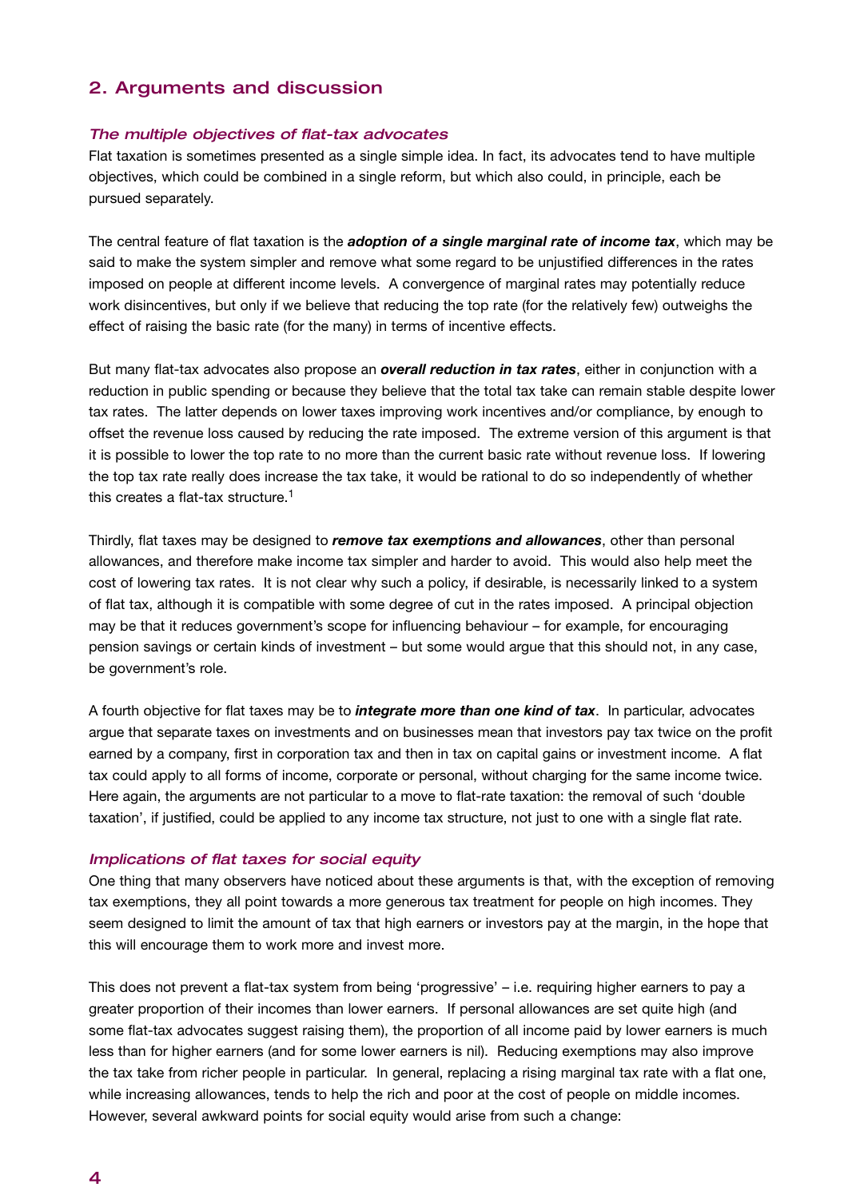## 2. Arguments and discussion

### *The multiple objectives of flat-tax advocates*

Flat taxation is sometimes presented as a single simple idea. In fact, its advocates tend to have multiple objectives, which could be combined in a single reform, but which also could, in principle, each be pursued separately.

The central feature of flat taxation is the ***adoption of a single marginal rate of income tax***, which may be said to make the system simpler and remove what some regard to be unjustified differences in the rates imposed on people at different income levels. A convergence of marginal rates may potentially reduce work disincentives, but only if we believe that reducing the top rate (for the relatively few) outweighs the effect of raising the basic rate (for the many) in terms of incentive effects.

But many flat-tax advocates also propose an ***overall reduction in tax rates***, either in conjunction with a reduction in public spending or because they believe that the total tax take can remain stable despite lower tax rates. The latter depends on lower taxes improving work incentives and/or compliance, by enough to offset the revenue loss caused by reducing the rate imposed. The extreme version of this argument is that it is possible to lower the top rate to no more than the current basic rate without revenue loss. If lowering the top tax rate really does increase the tax take, it would be rational to do so independently of whether this creates a flat-tax structure.[1]

Thirdly, flat taxes may be designed to ***remove tax exemptions and allowances***, other than personal allowances, and therefore make income tax simpler and harder to avoid. This would also help meet the cost of lowering tax rates. It is not clear why such a policy, if desirable, is necessarily linked to a system of flat tax, although it is compatible with some degree of cut in the rates imposed. A principal objection may be that it reduces government's scope for influencing behaviour – for example, for encouraging pension savings or certain kinds of investment – but some would argue that this should not, in any case, be government's role.

A fourth objective for flat taxes may be to ***integrate more than one kind of tax***. In particular, advocates argue that separate taxes on investments and on businesses mean that investors pay tax twice on the profit earned by a company, first in corporation tax and then in tax on capital gains or investment income. A flat tax could apply to all forms of income, corporate or personal, without charging for the same income twice. Here again, the arguments are not particular to a move to flat-rate taxation: the removal of such 'double taxation', if justified, could be applied to any income tax structure, not just to one with a single flat rate.

### *Implications of flat taxes for social equity*

One thing that many observers have noticed about these arguments is that, with the exception of removing tax exemptions, they all point towards a more generous tax treatment for people on high incomes. They seem designed to limit the amount of tax that high earners or investors pay at the margin, in the hope that this will encourage them to work more and invest more.

This does not prevent a flat-tax system from being 'progressive' – i.e. requiring higher earners to pay a greater proportion of their incomes than lower earners. If personal allowances are set quite high (and some flat-tax advocates suggest raising them), the proportion of all income paid by lower earners is much less than for higher earners (and for some lower earners is nil). Reducing exemptions may also improve the tax take from richer people in particular. In general, replacing a rising marginal tax rate with a flat one, while increasing allowances, tends to help the rich and poor at the cost of people on middle incomes. However, several awkward points for social equity would arise from such a change: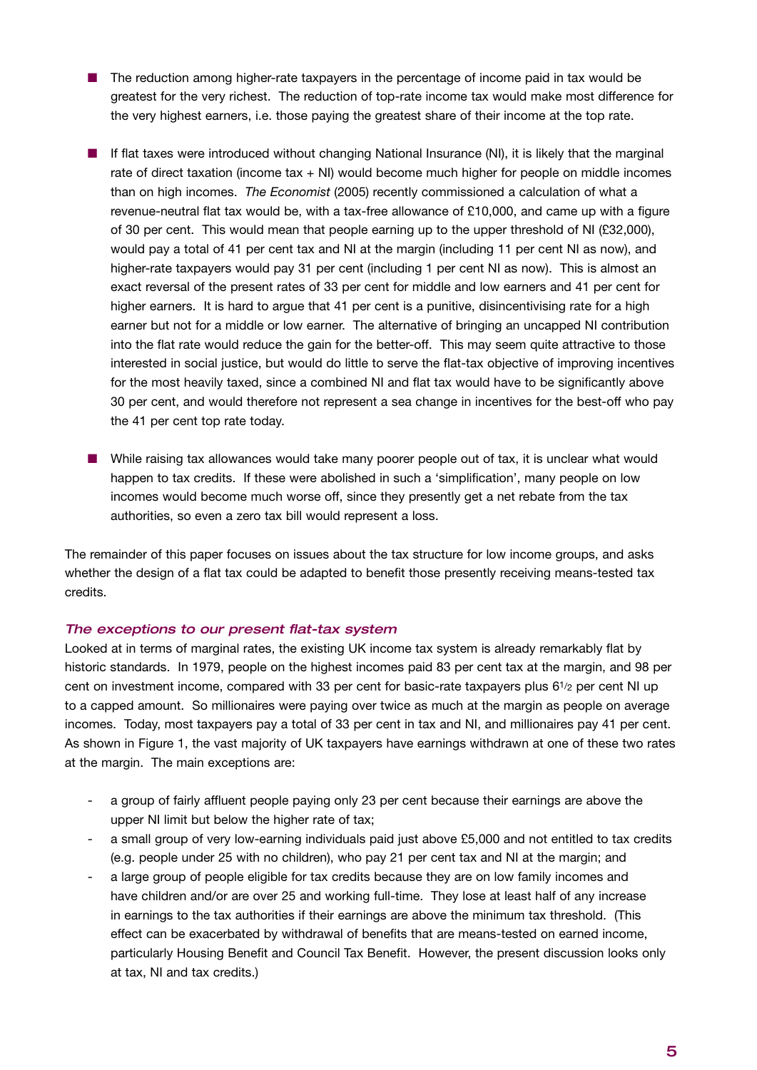- The reduction among higher-rate taxpayers in the percentage of income paid in tax would be greatest for the very richest. The reduction of top-rate income tax would make most difference for the very highest earners, i.e. those paying the greatest share of their income at the top rate.

- If flat taxes were introduced without changing National Insurance (NI), it is likely that the marginal rate of direct taxation (income tax + NI) would become much higher for people on middle incomes than on high incomes. *The Economist* (2005) recently commissioned a calculation of what a revenue-neutral flat tax would be, with a tax-free allowance of £10,000, and came up with a figure of 30 per cent. This would mean that people earning up to the upper threshold of NI (£32,000), would pay a total of 41 per cent tax and NI at the margin (including 11 per cent NI as now), and higher-rate taxpayers would pay 31 per cent (including 1 per cent NI as now). This is almost an exact reversal of the present rates of 33 per cent for middle and low earners and 41 per cent for higher earners. It is hard to argue that 41 per cent is a punitive, disincentivising rate for a high earner but not for a middle or low earner. The alternative of bringing an uncapped NI contribution into the flat rate would reduce the gain for the better-off. This may seem quite attractive to those interested in social justice, but would do little to serve the flat-tax objective of improving incentives for the most heavily taxed, since a combined NI and flat tax would have to be significantly above 30 per cent, and would therefore not represent a sea change in incentives for the best-off who pay the 41 per cent top rate today.

- While raising tax allowances would take many poorer people out of tax, it is unclear what would happen to tax credits. If these were abolished in such a 'simplification', many people on low incomes would become much worse off, since they presently get a net rebate from the tax authorities, so even a zero tax bill would represent a loss.

The remainder of this paper focuses on issues about the tax structure for low income groups, and asks whether the design of a flat tax could be adapted to benefit those presently receiving means-tested tax credits.

### *The exceptions to our present flat-tax system*

Looked at in terms of marginal rates, the existing UK income tax system is already remarkably flat by historic standards. In 1979, people on the highest incomes paid 83 per cent tax at the margin, and 98 per cent on investment income, compared with 33 per cent for basic-rate taxpayers plus 6½ per cent NI up to a capped amount. So millionaires were paying over twice as much at the margin as people on average incomes. Today, most taxpayers pay a total of 33 per cent in tax and NI, and millionaires pay 41 per cent. As shown in Figure 1, the vast majority of UK taxpayers have earnings withdrawn at one of these two rates at the margin. The main exceptions are:

- a group of fairly affluent people paying only 23 per cent because their earnings are above the upper NI limit but below the higher rate of tax;
- a small group of very low-earning individuals paid just above £5,000 and not entitled to tax credits (e.g. people under 25 with no children), who pay 21 per cent tax and NI at the margin; and
- a large group of people eligible for tax credits because they are on low family incomes and have children and/or are over 25 and working full-time. They lose at least half of any increase in earnings to the tax authorities if their earnings are above the minimum tax threshold. (This effect can be exacerbated by withdrawal of benefits that are means-tested on earned income, particularly Housing Benefit and Council Tax Benefit. However, the present discussion looks only at tax, NI and tax credits.)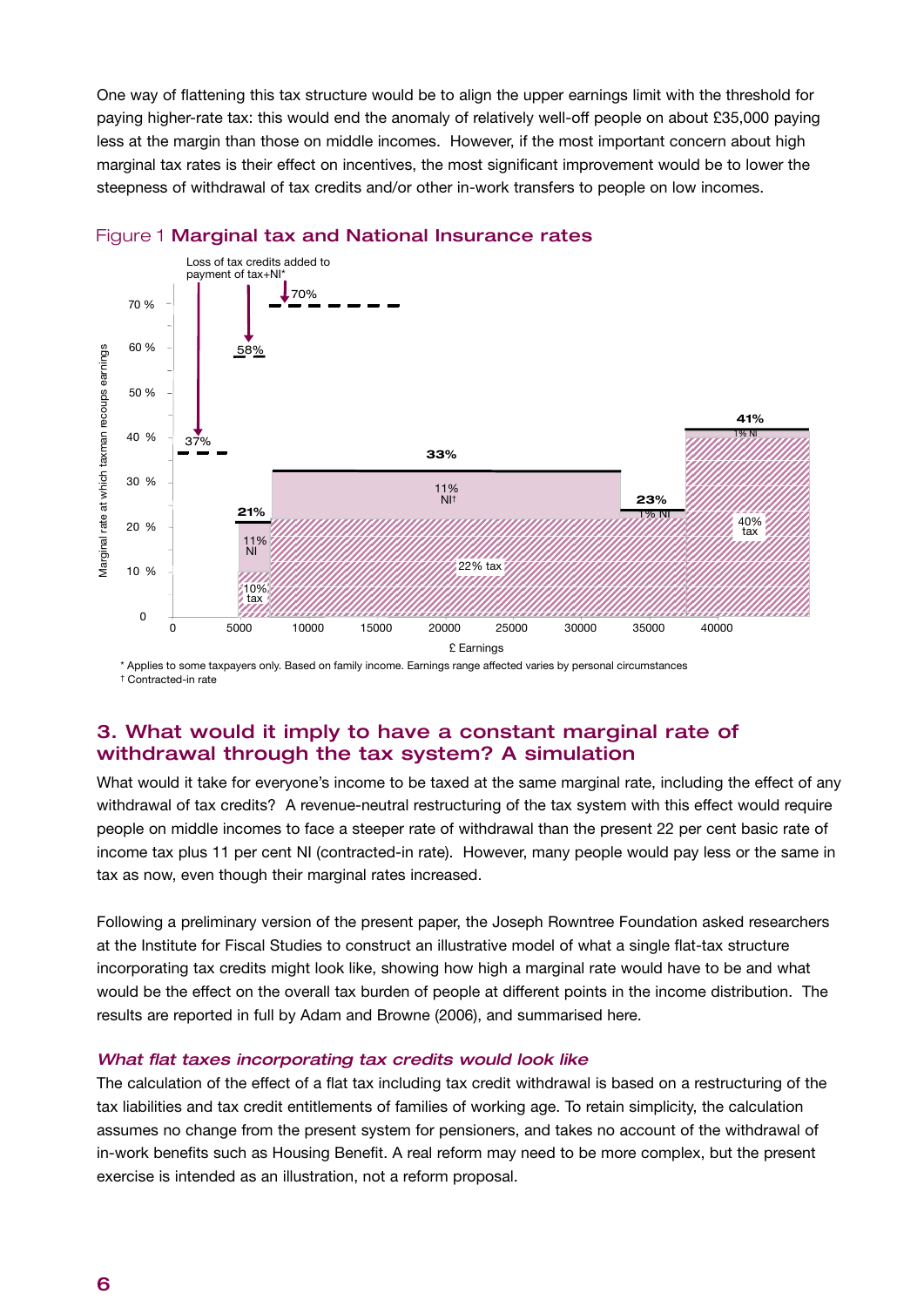One way of flattening this tax structure would be to align the upper earnings limit with the threshold for paying higher-rate tax: this would end the anomaly of relatively well-off people on about £35,000 paying less at the margin than those on middle incomes. However, if the most important concern about high marginal tax rates is their effect on incentives, the most significant improvement would be to lower the steepness of withdrawal of tax credits and/or other in-work transfers to people on low incomes.

Figure 1 **Marginal tax and National Insurance rates**

\* Applies to some taxpayers only. Based on family income. Earnings range affected varies by personal circumstances
† Contracted-in rate

## 3. What would it imply to have a constant marginal rate of withdrawal through the tax system? A simulation

What would it take for everyone's income to be taxed at the same marginal rate, including the effect of any withdrawal of tax credits? A revenue-neutral restructuring of the tax system with this effect would require people on middle incomes to face a steeper rate of withdrawal than the present 22 per cent basic rate of income tax plus 11 per cent NI (contracted-in rate). However, many people would pay less or the same in tax as now, even though their marginal rates increased.

Following a preliminary version of the present paper, the Joseph Rowntree Foundation asked researchers at the Institute for Fiscal Studies to construct an illustrative model of what a single flat-tax structure incorporating tax credits might look like, showing how high a marginal rate would have to be and what would be the effect on the overall tax burden of people at different points in the income distribution. The results are reported in full by Adam and Browne (2006), and summarised here.

### *What flat taxes incorporating tax credits would look like*

The calculation of the effect of a flat tax including tax credit withdrawal is based on a restructuring of the tax liabilities and tax credit entitlements of families of working age. To retain simplicity, the calculation assumes no change from the present system for pensioners, and takes no account of the withdrawal of in-work benefits such as Housing Benefit. A real reform may need to be more complex, but the present exercise is intended as an illustration, not a reform proposal.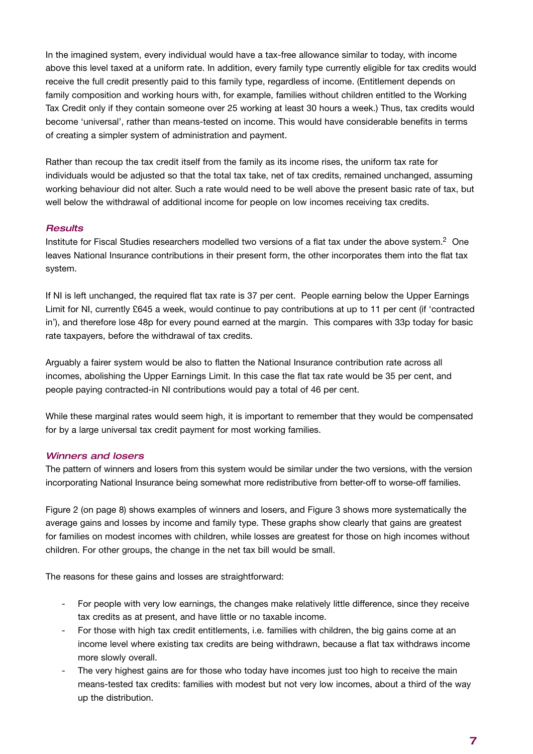In the imagined system, every individual would have a tax-free allowance similar to today, with income above this level taxed at a uniform rate. In addition, every family type currently eligible for tax credits would receive the full credit presently paid to this family type, regardless of income. (Entitlement depends on family composition and working hours with, for example, families without children entitled to the Working Tax Credit only if they contain someone over 25 working at least 30 hours a week.) Thus, tax credits would become 'universal', rather than means-tested on income. This would have considerable benefits in terms of creating a simpler system of administration and payment.

Rather than recoup the tax credit itself from the family as its income rises, the uniform tax rate for individuals would be adjusted so that the total tax take, net of tax credits, remained unchanged, assuming working behaviour did not alter. Such a rate would need to be well above the present basic rate of tax, but well below the withdrawal of additional income for people on low incomes receiving tax credits.

### *Results*

Institute for Fiscal Studies researchers modelled two versions of a flat tax under the above system.[2] One leaves National Insurance contributions in their present form, the other incorporates them into the flat tax system.

If NI is left unchanged, the required flat tax rate is 37 per cent. People earning below the Upper Earnings Limit for NI, currently £645 a week, would continue to pay contributions at up to 11 per cent (if 'contracted in'), and therefore lose 48p for every pound earned at the margin. This compares with 33p today for basic rate taxpayers, before the withdrawal of tax credits.

Arguably a fairer system would be also to flatten the National Insurance contribution rate across all incomes, abolishing the Upper Earnings Limit. In this case the flat tax rate would be 35 per cent, and people paying contracted-in NI contributions would pay a total of 46 per cent.

While these marginal rates would seem high, it is important to remember that they would be compensated for by a large universal tax credit payment for most working families.

### *Winners and losers*

The pattern of winners and losers from this system would be similar under the two versions, with the version incorporating National Insurance being somewhat more redistributive from better-off to worse-off families.

Figure 2 (on page 8) shows examples of winners and losers, and Figure 3 shows more systematically the average gains and losses by income and family type. These graphs show clearly that gains are greatest for families on modest incomes with children, while losses are greatest for those on high incomes without children. For other groups, the change in the net tax bill would be small.

The reasons for these gains and losses are straightforward:

- For people with very low earnings, the changes make relatively little difference, since they receive tax credits as at present, and have little or no taxable income.
- For those with high tax credit entitlements, i.e. families with children, the big gains come at an income level where existing tax credits are being withdrawn, because a flat tax withdraws income more slowly overall.
- The very highest gains are for those who today have incomes just too high to receive the main means-tested tax credits: families with modest but not very low incomes, about a third of the way up the distribution.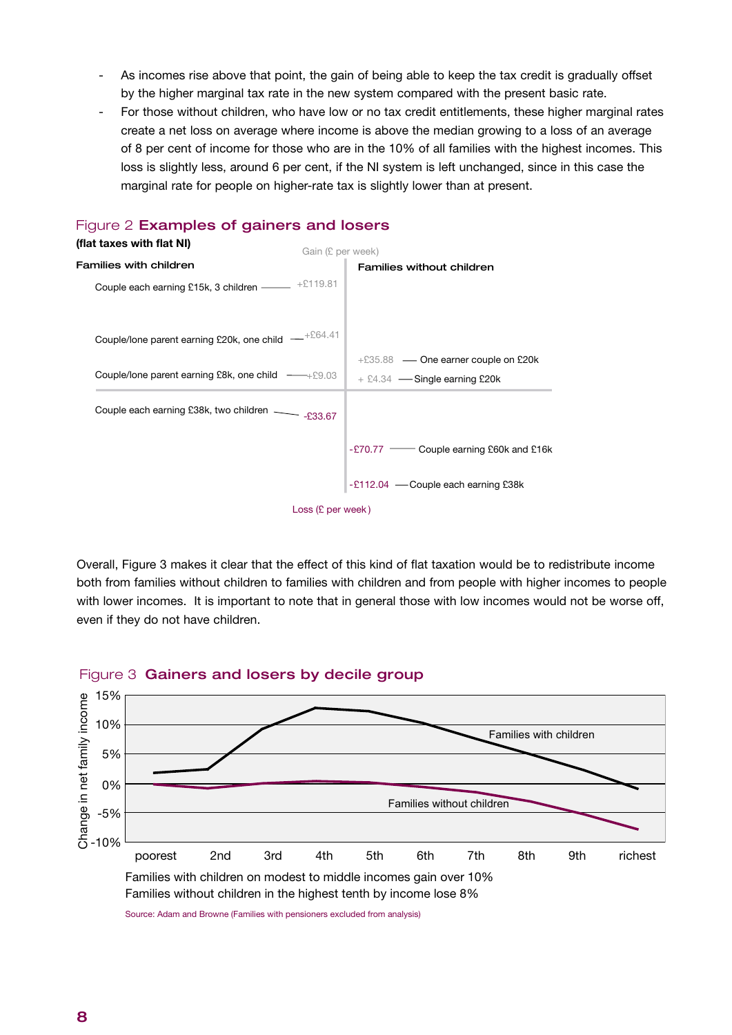- As incomes rise above that point, the gain of being able to keep the tax credit is gradually offset by the higher marginal tax rate in the new system compared with the present basic rate.
- For those without children, who have low or no tax credit entitlements, these higher marginal rates create a net loss on average where income is above the median growing to a loss of an average of 8 per cent of income for those who are in the 10% of all families with the highest incomes. This loss is slightly less, around 6 per cent, if the NI system is left unchanged, since in this case the marginal rate for people on higher-rate tax is slightly lower than at present.

## Figure 2 **Examples of gainers and losers**

**(flat taxes with flat NI)**

Gain (£ per week)

**Families with children**

- Couple each earning £15k, 3 children — +£119.81
- Couple/lone parent earning £20k, one child — +£64.41
- Couple/lone parent earning £8k, one child — +£9.03
- Couple each earning £38k, two children — -£33.67

**Families without children**

- One earner couple on £20k — +£35.88
- Single earning £20k — + £4.34
- Couple earning £60k and £16k — -£70.77
- Couple each earning £38k — -£112.04

Loss (£ per week)

Overall, Figure 3 makes it clear that the effect of this kind of flat taxation would be to redistribute income both from families without children to families with children and from people with higher incomes to people with lower incomes. It is important to note that in general those with low incomes would not be worse off, even if they do not have children.

## Figure 3 **Gainers and losers by decile group**

Change in net family income: 15%, 10%, 5%, 0%, -5%, -10%

Deciles: poorest, 2nd, 3rd, 4th, 5th, 6th, 7th, 8th, 9th, richest

Lines: Families with children; Families without children

Families with children on modest to middle incomes gain over 10%
Families without children in the highest tenth by income lose 8%

Source: Adam and Browne (Families with pensioners excluded from analysis)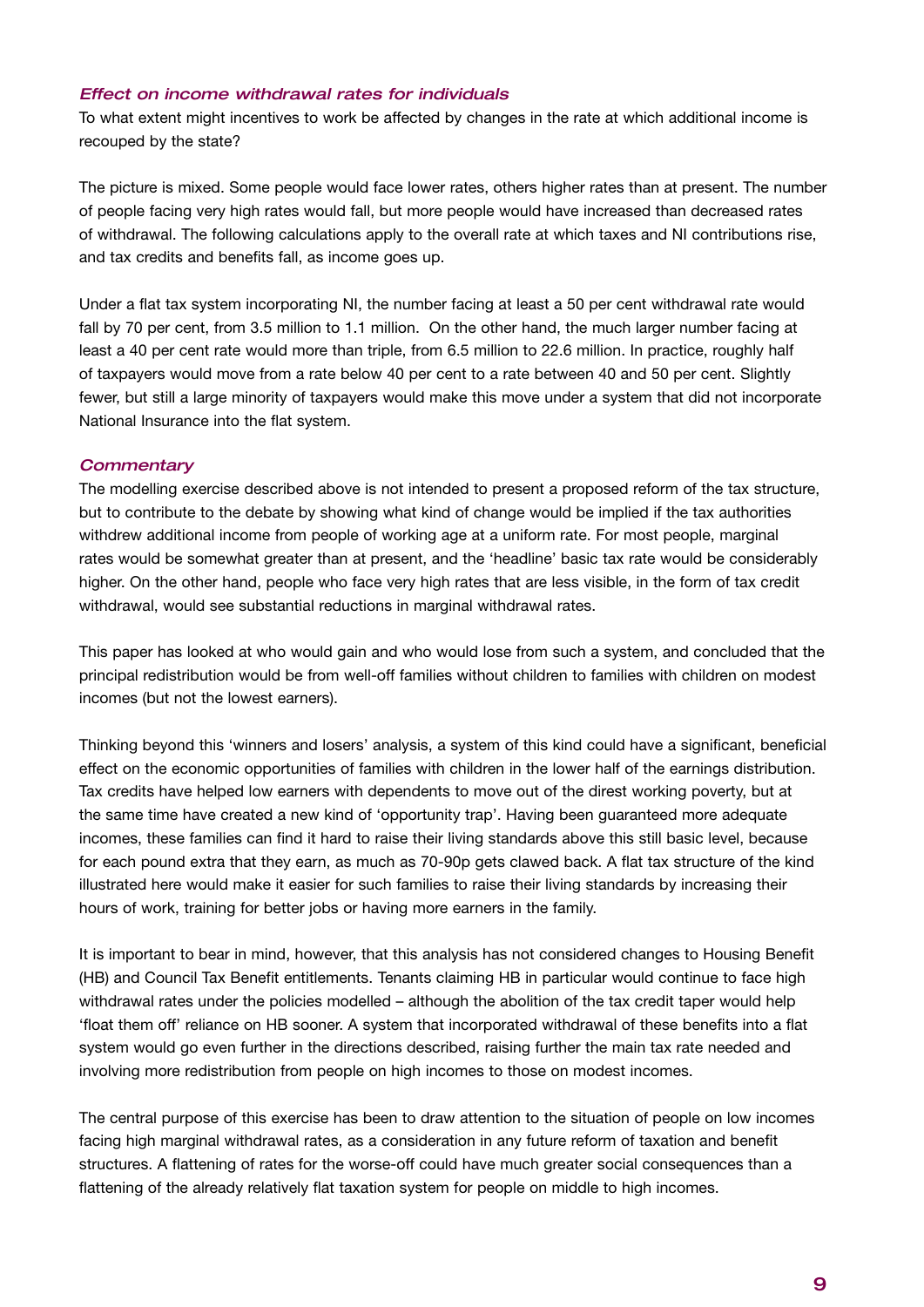### *Effect on income withdrawal rates for individuals*

To what extent might incentives to work be affected by changes in the rate at which additional income is recouped by the state?

The picture is mixed. Some people would face lower rates, others higher rates than at present. The number of people facing very high rates would fall, but more people would have increased than decreased rates of withdrawal. The following calculations apply to the overall rate at which taxes and NI contributions rise, and tax credits and benefits fall, as income goes up.

Under a flat tax system incorporating NI, the number facing at least a 50 per cent withdrawal rate would fall by 70 per cent, from 3.5 million to 1.1 million. On the other hand, the much larger number facing at least a 40 per cent rate would more than triple, from 6.5 million to 22.6 million. In practice, roughly half of taxpayers would move from a rate below 40 per cent to a rate between 40 and 50 per cent. Slightly fewer, but still a large minority of taxpayers would make this move under a system that did not incorporate National Insurance into the flat system.

### *Commentary*

The modelling exercise described above is not intended to present a proposed reform of the tax structure, but to contribute to the debate by showing what kind of change would be implied if the tax authorities withdrew additional income from people of working age at a uniform rate. For most people, marginal rates would be somewhat greater than at present, and the 'headline' basic tax rate would be considerably higher. On the other hand, people who face very high rates that are less visible, in the form of tax credit withdrawal, would see substantial reductions in marginal withdrawal rates.

This paper has looked at who would gain and who would lose from such a system, and concluded that the principal redistribution would be from well-off families without children to families with children on modest incomes (but not the lowest earners).

Thinking beyond this 'winners and losers' analysis, a system of this kind could have a significant, beneficial effect on the economic opportunities of families with children in the lower half of the earnings distribution. Tax credits have helped low earners with dependents to move out of the direst working poverty, but at the same time have created a new kind of 'opportunity trap'. Having been guaranteed more adequate incomes, these families can find it hard to raise their living standards above this still basic level, because for each pound extra that they earn, as much as 70-90p gets clawed back. A flat tax structure of the kind illustrated here would make it easier for such families to raise their living standards by increasing their hours of work, training for better jobs or having more earners in the family.

It is important to bear in mind, however, that this analysis has not considered changes to Housing Benefit (HB) and Council Tax Benefit entitlements. Tenants claiming HB in particular would continue to face high withdrawal rates under the policies modelled – although the abolition of the tax credit taper would help 'float them off' reliance on HB sooner. A system that incorporated withdrawal of these benefits into a flat system would go even further in the directions described, raising further the main tax rate needed and involving more redistribution from people on high incomes to those on modest incomes.

The central purpose of this exercise has been to draw attention to the situation of people on low incomes facing high marginal withdrawal rates, as a consideration in any future reform of taxation and benefit structures. A flattening of rates for the worse-off could have much greater social consequences than a flattening of the already relatively flat taxation system for people on middle to high incomes.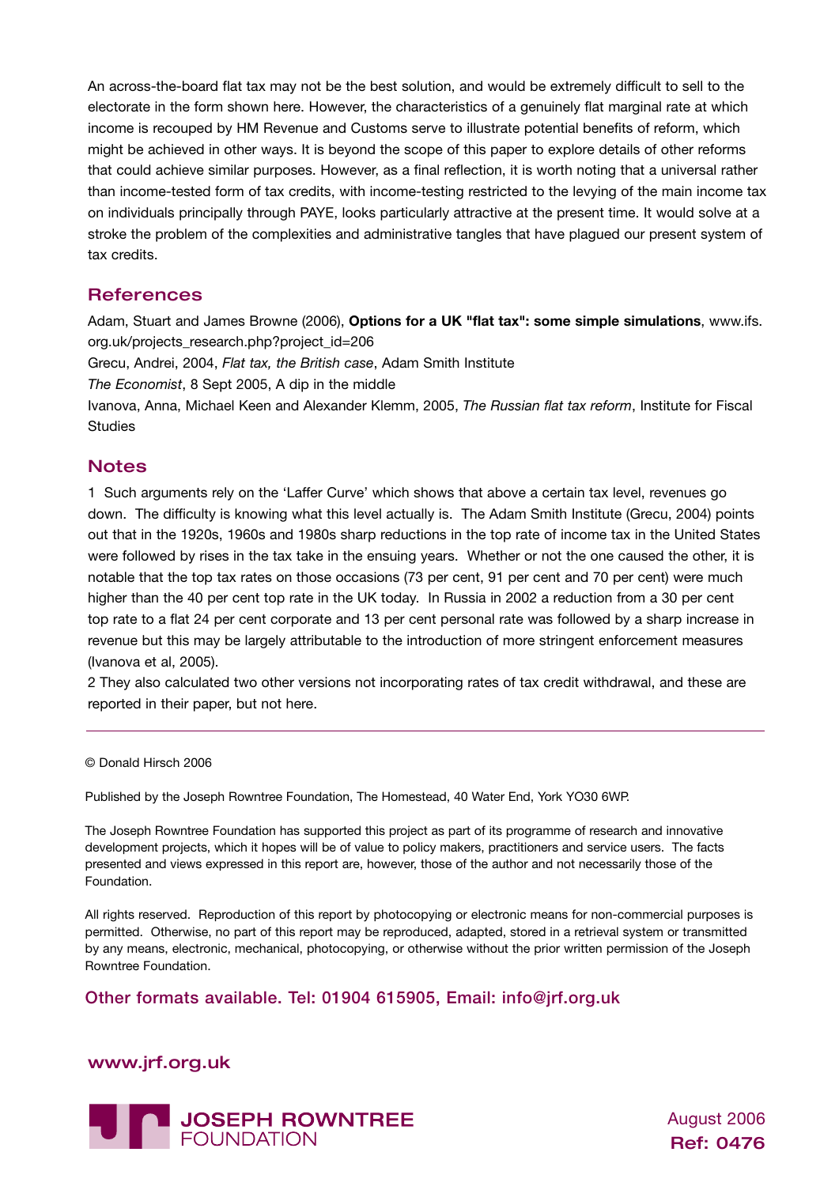An across-the-board flat tax may not be the best solution, and would be extremely difficult to sell to the electorate in the form shown here. However, the characteristics of a genuinely flat marginal rate at which income is recouped by HM Revenue and Customs serve to illustrate potential benefits of reform, which might be achieved in other ways. It is beyond the scope of this paper to explore details of other reforms that could achieve similar purposes. However, as a final reflection, it is worth noting that a universal rather than income-tested form of tax credits, with income-testing restricted to the levying of the main income tax on individuals principally through PAYE, looks particularly attractive at the present time. It would solve at a stroke the problem of the complexities and administrative tangles that have plagued our present system of tax credits.

## References

Adam, Stuart and James Browne (2006), **Options for a UK "flat tax": some simple simulations**, www.ifs.org.uk/projects_research.php?project_id=206

Grecu, Andrei, 2004, *Flat tax, the British case*, Adam Smith Institute

*The Economist*, 8 Sept 2005, A dip in the middle

Ivanova, Anna, Michael Keen and Alexander Klemm, 2005, *The Russian flat tax reform*, Institute for Fiscal Studies

## Notes

1 Such arguments rely on the 'Laffer Curve' which shows that above a certain tax level, revenues go down. The difficulty is knowing what this level actually is. The Adam Smith Institute (Grecu, 2004) points out that in the 1920s, 1960s and 1980s sharp reductions in the top rate of income tax in the United States were followed by rises in the tax take in the ensuing years. Whether or not the one caused the other, it is notable that the top tax rates on those occasions (73 per cent, 91 per cent and 70 per cent) were much higher than the 40 per cent top rate in the UK today. In Russia in 2002 a reduction from a 30 per cent top rate to a flat 24 per cent corporate and 13 per cent personal rate was followed by a sharp increase in revenue but this may be largely attributable to the introduction of more stringent enforcement measures (Ivanova et al, 2005).

2 They also calculated two other versions not incorporating rates of tax credit withdrawal, and these are reported in their paper, but not here.

---

© Donald Hirsch 2006

Published by the Joseph Rowntree Foundation, The Homestead, 40 Water End, York YO30 6WP.

The Joseph Rowntree Foundation has supported this project as part of its programme of research and innovative development projects, which it hopes will be of value to policy makers, practitioners and service users. The facts presented and views expressed in this report are, however, those of the author and not necessarily those of the Foundation.

All rights reserved. Reproduction of this report by photocopying or electronic means for non-commercial purposes is permitted. Otherwise, no part of this report may be reproduced, adapted, stored in a retrieval system or transmitted by any means, electronic, mechanical, photocopying, or otherwise without the prior written permission of the Joseph Rowntree Foundation.

**Other formats available. Tel: 01904 615905, Email: info@jrf.org.uk**

**www.jrf.org.uk**

JOSEPH ROWNTREE FOUNDATION

August 2006

**Ref: 0476**